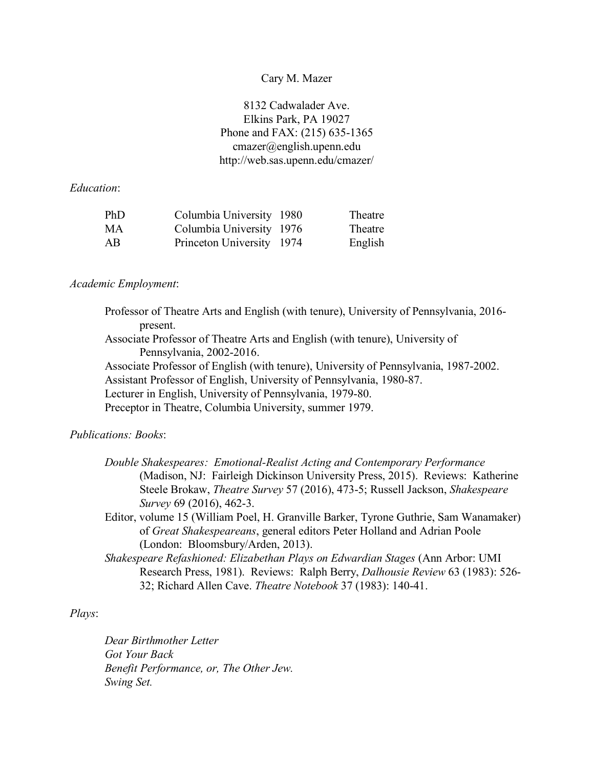Cary M. Mazer

8132 Cadwalader Ave.
Elkins Park, PA 19027
Phone and FAX: (215) 635-1365
cmazer@english.upenn.edu
http://web.sas.upenn.edu/cmazer/

*Education*:

| | | | |
|---|---|---|---|
| PhD | Columbia University | 1980 | Theatre |
| MA | Columbia University | 1976 | Theatre |
| AB | Princeton University | 1974 | English |

*Academic Employment*:

Professor of Theatre Arts and English (with tenure), University of Pennsylvania, 2016-present.
Associate Professor of Theatre Arts and English (with tenure), University of Pennsylvania, 2002-2016.
Associate Professor of English (with tenure), University of Pennsylvania, 1987-2002.
Assistant Professor of English, University of Pennsylvania, 1980-87.
Lecturer in English, University of Pennsylvania, 1979-80.
Preceptor in Theatre, Columbia University, summer 1979.

*Publications: Books*:

*Double Shakespeares: Emotional-Realist Acting and Contemporary Performance* (Madison, NJ: Fairleigh Dickinson University Press, 2015). Reviews: Katherine Steele Brokaw, *Theatre Survey* 57 (2016), 473-5; Russell Jackson, *Shakespeare Survey* 69 (2016), 462-3.

Editor, volume 15 (William Poel, H. Granville Barker, Tyrone Guthrie, Sam Wanamaker) of *Great Shakespeareans*, general editors Peter Holland and Adrian Poole (London: Bloomsbury/Arden, 2013).

*Shakespeare Refashioned: Elizabethan Plays on Edwardian Stages* (Ann Arbor: UMI Research Press, 1981). Reviews: Ralph Berry, *Dalhousie Review* 63 (1983): 526-32; Richard Allen Cave. *Theatre Notebook* 37 (1983): 140-41.

*Plays*:

*Dear Birthmother Letter*
*Got Your Back*
*Benefit Performance, or, The Other Jew.*
*Swing Set.*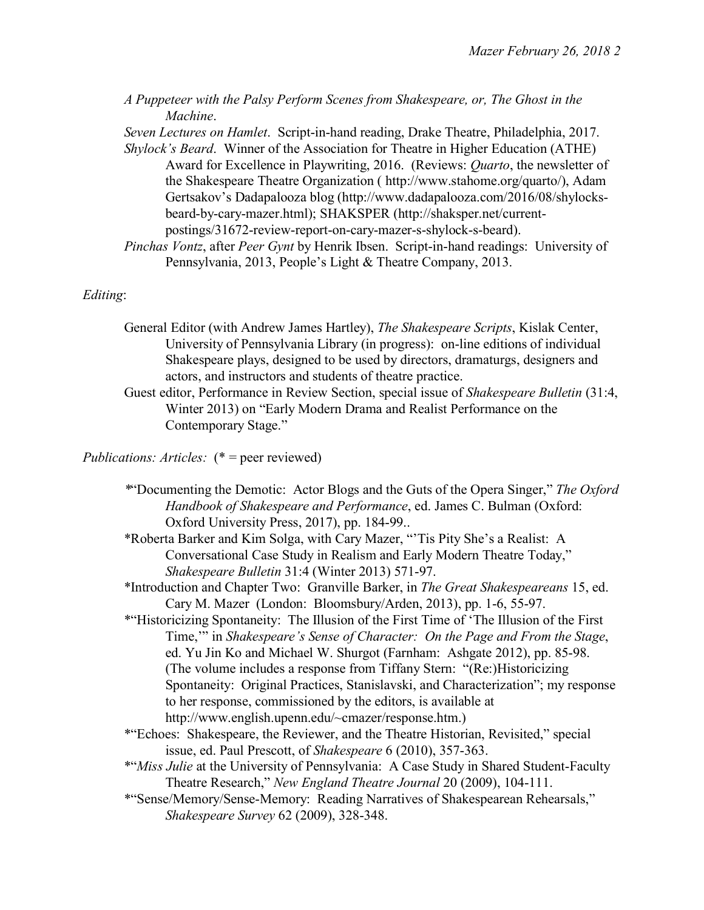*A Puppeteer with the Palsy Perform Scenes from Shakespeare, or, The Ghost in the Machine*.

*Seven Lectures on Hamlet*. Script-in-hand reading, Drake Theatre, Philadelphia, 2017.

*Shylock's Beard*. Winner of the Association for Theatre in Higher Education (ATHE) Award for Excellence in Playwriting, 2016. (Reviews: *Quarto*, the newsletter of the Shakespeare Theatre Organization ( http://www.stahome.org/quarto/), Adam Gertsakov's Dadapalooza blog (http://www.dadapalooza.com/2016/08/shylocks-beard-by-cary-mazer.html); SHAKSPER (http://shaksper.net/current-postings/31672-review-report-on-cary-mazer-s-shylock-s-beard).

*Pinchas Vontz*, after *Peer Gynt* by Henrik Ibsen. Script-in-hand readings: University of Pennsylvania, 2013, People's Light & Theatre Company, 2013.

*Editing*:

General Editor (with Andrew James Hartley), *The Shakespeare Scripts*, Kislak Center, University of Pennsylvania Library (in progress): on-line editions of individual Shakespeare plays, designed to be used by directors, dramaturgs, designers and actors, and instructors and students of theatre practice.

Guest editor, Performance in Review Section, special issue of *Shakespeare Bulletin* (31:4, Winter 2013) on "Early Modern Drama and Realist Performance on the Contemporary Stage."

*Publications: Articles:* (* = peer reviewed)

*"Documenting the Demotic: Actor Blogs and the Guts of the Opera Singer," *The Oxford Handbook of Shakespeare and Performance*, ed. James C. Bulman (Oxford: Oxford University Press, 2017), pp. 184-99..

*Roberta Barker and Kim Solga, with Cary Mazer, "'Tis Pity She's a Realist: A Conversational Case Study in Realism and Early Modern Theatre Today," *Shakespeare Bulletin* 31:4 (Winter 2013) 571-97.

*Introduction and Chapter Two: Granville Barker, in *The Great Shakespeareans* 15, ed. Cary M. Mazer (London: Bloomsbury/Arden, 2013), pp. 1-6, 55-97.

*"Historicizing Spontaneity: The Illusion of the First Time of 'The Illusion of the First Time,'" in *Shakespeare's Sense of Character: On the Page and From the Stage*, ed. Yu Jin Ko and Michael W. Shurgot (Farnham: Ashgate 2012), pp. 85-98. (The volume includes a response from Tiffany Stern: "(Re:)Historicizing Spontaneity: Original Practices, Stanislavski, and Characterization"; my response to her response, commissioned by the editors, is available at http://www.english.upenn.edu/~cmazer/response.htm.)

*"Echoes: Shakespeare, the Reviewer, and the Theatre Historian, Revisited," special issue, ed. Paul Prescott, of *Shakespeare* 6 (2010), 357-363.

*"*Miss Julie* at the University of Pennsylvania: A Case Study in Shared Student-Faculty Theatre Research," *New England Theatre Journal* 20 (2009), 104-111.

*"Sense/Memory/Sense-Memory: Reading Narratives of Shakespearean Rehearsals," *Shakespeare Survey* 62 (2009), 328-348.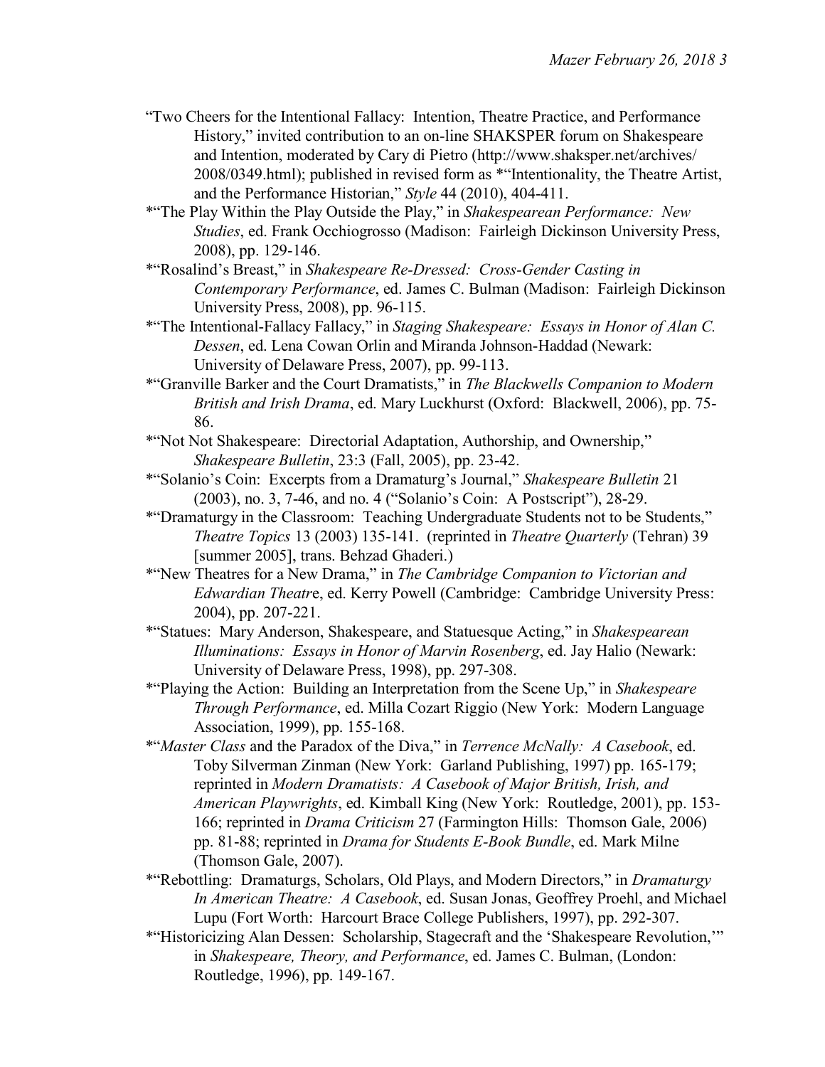"Two Cheers for the Intentional Fallacy: Intention, Theatre Practice, and Performance History," invited contribution to an on-line SHAKSPER forum on Shakespeare and Intention, moderated by Cary di Pietro (http://www.shaksper.net/archives/2008/0349.html); published in revised form as *"Intentionality, the Theatre Artist, and the Performance Historian," *Style* 44 (2010), 404-411.

*"The Play Within the Play Outside the Play," in *Shakespearean Performance: New Studies*, ed. Frank Occhiogrosso (Madison: Fairleigh Dickinson University Press, 2008), pp. 129-146.

*"Rosalind's Breast," in *Shakespeare Re-Dressed: Cross-Gender Casting in Contemporary Performance*, ed. James C. Bulman (Madison: Fairleigh Dickinson University Press, 2008), pp. 96-115.

*"The Intentional-Fallacy Fallacy," in *Staging Shakespeare: Essays in Honor of Alan C. Dessen*, ed. Lena Cowan Orlin and Miranda Johnson-Haddad (Newark: University of Delaware Press, 2007), pp. 99-113.

*"Granville Barker and the Court Dramatists," in *The Blackwells Companion to Modern British and Irish Drama*, ed. Mary Luckhurst (Oxford: Blackwell, 2006), pp. 75-86.

*"Not Not Shakespeare: Directorial Adaptation, Authorship, and Ownership," *Shakespeare Bulletin*, 23:3 (Fall, 2005), pp. 23-42.

*"Solanio's Coin: Excerpts from a Dramaturg's Journal," *Shakespeare Bulletin* 21 (2003), no. 3, 7-46, and no. 4 ("Solanio's Coin: A Postscript"), 28-29.

*"Dramaturgy in the Classroom: Teaching Undergraduate Students not to be Students," *Theatre Topics* 13 (2003) 135-141. (reprinted in *Theatre Quarterly* (Tehran) 39 [summer 2005], trans. Behzad Ghaderi.)

*"New Theatres for a New Drama," in *The Cambridge Companion to Victorian and Edwardian Theatre*, ed. Kerry Powell (Cambridge: Cambridge University Press: 2004), pp. 207-221.

*"Statues: Mary Anderson, Shakespeare, and Statuesque Acting," in *Shakespearean Illuminations: Essays in Honor of Marvin Rosenberg*, ed. Jay Halio (Newark: University of Delaware Press, 1998), pp. 297-308.

*"Playing the Action: Building an Interpretation from the Scene Up," in *Shakespeare Through Performance*, ed. Milla Cozart Riggio (New York: Modern Language Association, 1999), pp. 155-168.

*"*Master Class* and the Paradox of the Diva," in *Terrence McNally: A Casebook*, ed. Toby Silverman Zinman (New York: Garland Publishing, 1997) pp. 165-179; reprinted in *Modern Dramatists: A Casebook of Major British, Irish, and American Playwrights*, ed. Kimball King (New York: Routledge, 2001), pp. 153-166; reprinted in *Drama Criticism* 27 (Farmington Hills: Thomson Gale, 2006) pp. 81-88; reprinted in *Drama for Students E-Book Bundle*, ed. Mark Milne (Thomson Gale, 2007).

*"Rebottling: Dramaturgs, Scholars, Old Plays, and Modern Directors," in *Dramaturgy In American Theatre: A Casebook*, ed. Susan Jonas, Geoffrey Proehl, and Michael Lupu (Fort Worth: Harcourt Brace College Publishers, 1997), pp. 292-307.

*"Historicizing Alan Dessen: Scholarship, Stagecraft and the 'Shakespeare Revolution,'" in *Shakespeare, Theory, and Performance*, ed. James C. Bulman, (London: Routledge, 1996), pp. 149-167.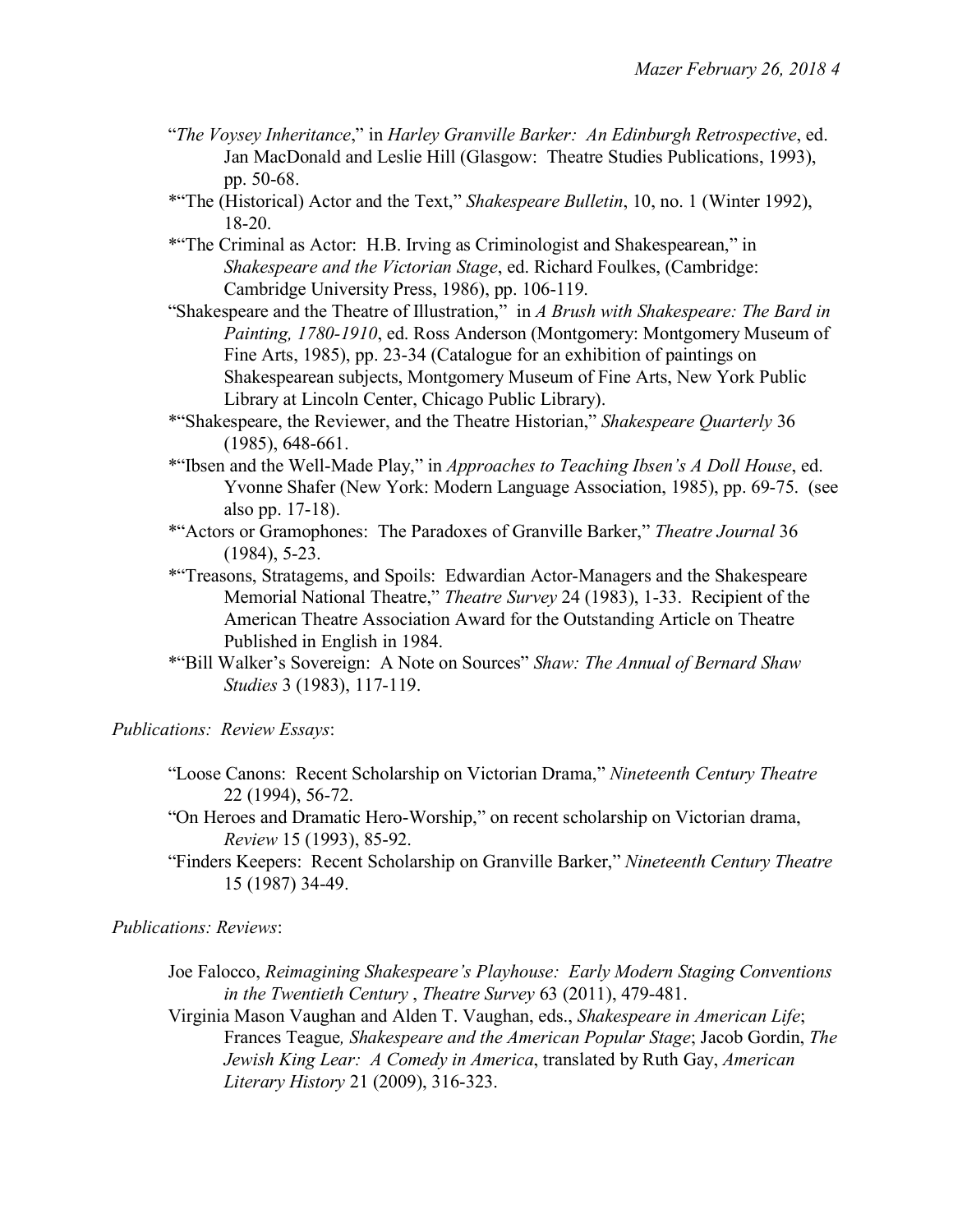"*The Voysey Inheritance*," in *Harley Granville Barker: An Edinburgh Retrospective*, ed. Jan MacDonald and Leslie Hill (Glasgow: Theatre Studies Publications, 1993), pp. 50-68.

*"The (Historical) Actor and the Text," *Shakespeare Bulletin*, 10, no. 1 (Winter 1992), 18-20.

*"The Criminal as Actor: H.B. Irving as Criminologist and Shakespearean," in *Shakespeare and the Victorian Stage*, ed. Richard Foulkes, (Cambridge: Cambridge University Press, 1986), pp. 106-119.

"Shakespeare and the Theatre of Illustration," in *A Brush with Shakespeare: The Bard in Painting, 1780-1910*, ed. Ross Anderson (Montgomery: Montgomery Museum of Fine Arts, 1985), pp. 23-34 (Catalogue for an exhibition of paintings on Shakespearean subjects, Montgomery Museum of Fine Arts, New York Public Library at Lincoln Center, Chicago Public Library).

*"Shakespeare, the Reviewer, and the Theatre Historian," *Shakespeare Quarterly* 36 (1985), 648-661.

*"Ibsen and the Well-Made Play," in *Approaches to Teaching Ibsen's A Doll House*, ed. Yvonne Shafer (New York: Modern Language Association, 1985), pp. 69-75. (see also pp. 17-18).

*"Actors or Gramophones: The Paradoxes of Granville Barker," *Theatre Journal* 36 (1984), 5-23.

*"Treasons, Stratagems, and Spoils: Edwardian Actor-Managers and the Shakespeare Memorial National Theatre," *Theatre Survey* 24 (1983), 1-33. Recipient of the American Theatre Association Award for the Outstanding Article on Theatre Published in English in 1984.

*"Bill Walker's Sovereign: A Note on Sources" *Shaw: The Annual of Bernard Shaw Studies* 3 (1983), 117-119.

*Publications: Review Essays*:

"Loose Canons: Recent Scholarship on Victorian Drama," *Nineteenth Century Theatre* 22 (1994), 56-72.

"On Heroes and Dramatic Hero-Worship," on recent scholarship on Victorian drama, *Review* 15 (1993), 85-92.

"Finders Keepers: Recent Scholarship on Granville Barker," *Nineteenth Century Theatre* 15 (1987) 34-49.

*Publications: Reviews*:

Joe Falocco, *Reimagining Shakespeare's Playhouse: Early Modern Staging Conventions in the Twentieth Century* , *Theatre Survey* 63 (2011), 479-481.

Virginia Mason Vaughan and Alden T. Vaughan, eds., *Shakespeare in American Life*; Frances Teague*, Shakespeare and the American Popular Stage*; Jacob Gordin, *The Jewish King Lear: A Comedy in America*, translated by Ruth Gay, *American Literary History* 21 (2009), 316-323.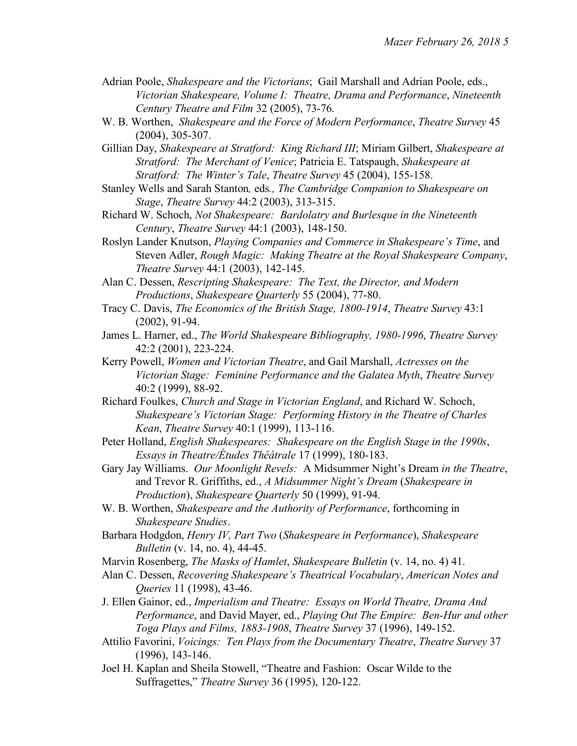Adrian Poole, *Shakespeare and the Victorians*; Gail Marshall and Adrian Poole, eds., *Victorian Shakespeare, Volume I: Theatre, Drama and Performance*, *Nineteenth Century Theatre and Film* 32 (2005), 73-76.

W. B. Worthen, *Shakespeare and the Force of Modern Performance*, *Theatre Survey* 45 (2004), 305-307.

Gillian Day, *Shakespeare at Stratford: King Richard III*; Miriam Gilbert, *Shakespeare at Stratford: The Merchant of Venice*; Patricia E. Tatspaugh, *Shakespeare at Stratford: The Winter's Tale*, *Theatre Survey* 45 (2004), 155-158.

Stanley Wells and Sarah Stanton*,* eds*.*, *The Cambridge Companion to Shakespeare on Stage*, *Theatre Survey* 44:2 (2003), 313-315.

Richard W. Schoch, *Not Shakespeare: Bardolatry and Burlesque in the Nineteenth Century*, *Theatre Survey* 44:1 (2003), 148-150.

Roslyn Lander Knutson, *Playing Companies and Commerce in Shakespeare's Time*, and Steven Adler, *Rough Magic: Making Theatre at the Royal Shakespeare Company*, *Theatre Survey* 44:1 (2003), 142-145.

Alan C. Dessen, *Rescripting Shakespeare: The Text, the Director, and Modern Productions*, *Shakespeare Quarterly* 55 (2004), 77-80.

Tracy C. Davis, *The Economics of the British Stage, 1800-1914*, *Theatre Survey* 43:1 (2002), 91-94.

James L. Harner, ed., *The World Shakespeare Bibliography, 1980-1996*, *Theatre Survey* 42:2 (2001), 223-224.

Kerry Powell, *Women and Victorian Theatre*, and Gail Marshall, *Actresses on the Victorian Stage: Feminine Performance and the Galatea Myth*, *Theatre Survey* 40:2 (1999), 88-92.

Richard Foulkes, *Church and Stage in Victorian England*, and Richard W. Schoch, *Shakespeare's Victorian Stage: Performing History in the Theatre of Charles Kean*, *Theatre Survey* 40:1 (1999), 113-116.

Peter Holland, *English Shakespeares: Shakespeare on the English Stage in the 1990s*, *Essays in Theatre/Études Thêátrale* 17 (1999), 180-183.

Gary Jay Williams. *Our Moonlight Revels:* A Midsummer Night's Dream *in the Theatre*, and Trevor R. Griffiths, ed., *A Midsummer Night's Dream* (*Shakespeare in Production*), *Shakespeare Quarterly* 50 (1999), 91-94.

W. B. Worthen, *Shakespeare and the Authority of Performance*, forthcoming in *Shakespeare Studies*.

Barbara Hodgdon, *Henry IV, Part Two* (*Shakespeare in Performance*), *Shakespeare Bulletin* (v. 14, no. 4), 44-45.

Marvin Rosenberg, *The Masks of Hamlet*, *Shakespeare Bulletin* (v. 14, no. 4) 41.

Alan C. Dessen, *Recovering Shakespeare's Theatrical Vocabulary*, *American Notes and Queries* 11 (1998), 43-46.

J. Ellen Gainor, ed., *Imperialism and Theatre: Essays on World Theatre, Drama And Performance*, and David Mayer, ed., *Playing Out The Empire: Ben-Hur and other Toga Plays and Films, 1883-1908*, *Theatre Survey* 37 (1996), 149-152.

Attilio Favorini, *Voicings: Ten Plays from the Documentary Theatre*, *Theatre Survey* 37 (1996), 143-146.

Joel H. Kaplan and Sheila Stowell, "Theatre and Fashion: Oscar Wilde to the Suffragettes," *Theatre Survey* 36 (1995), 120-122.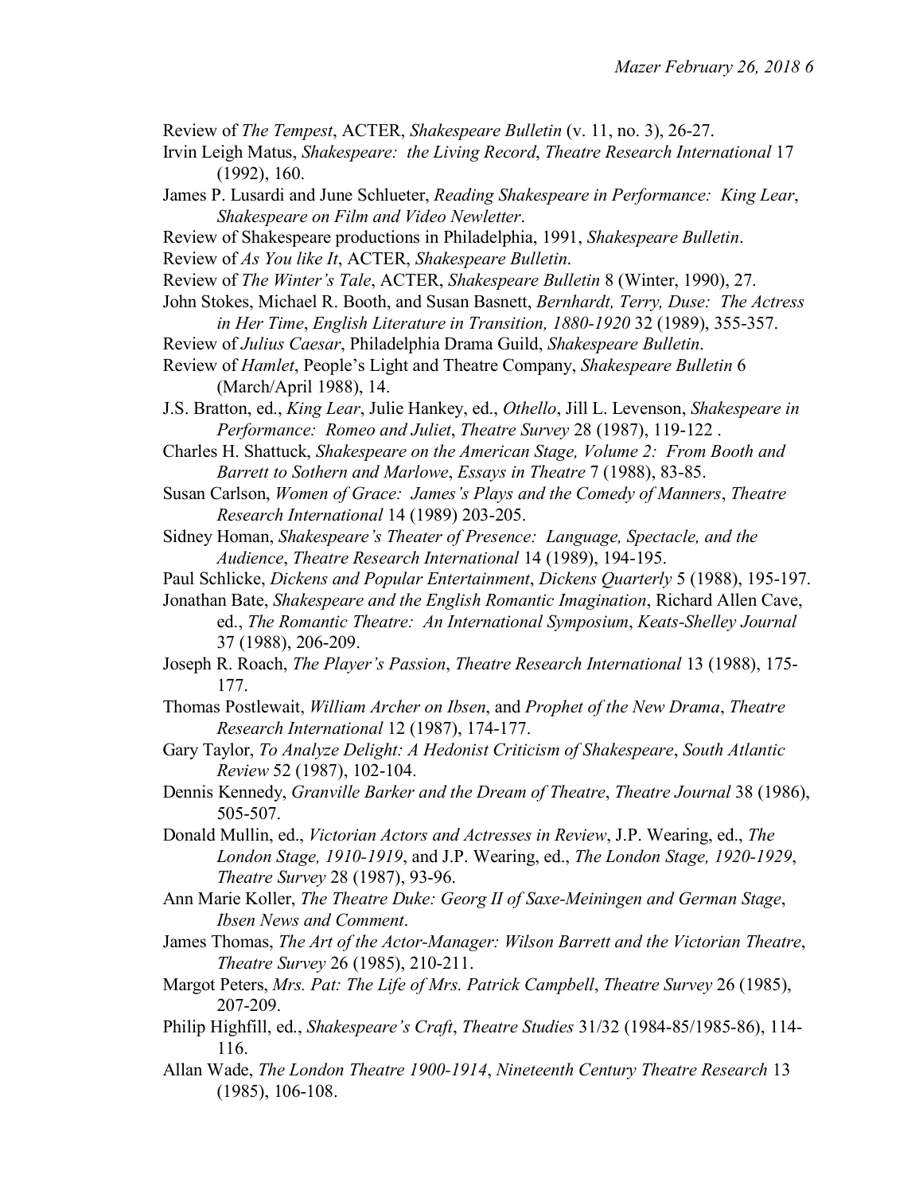Review of *The Tempest*, ACTER, *Shakespeare Bulletin* (v. 11, no. 3), 26-27.

Irvin Leigh Matus, *Shakespeare: the Living Record*, *Theatre Research International* 17 (1992), 160.

James P. Lusardi and June Schlueter, *Reading Shakespeare in Performance: King Lear*, *Shakespeare on Film and Video Newletter*.

Review of Shakespeare productions in Philadelphia, 1991, *Shakespeare Bulletin*.

Review of *As You like It*, ACTER, *Shakespeare Bulletin*.

Review of *The Winter's Tale*, ACTER, *Shakespeare Bulletin* 8 (Winter, 1990), 27.

John Stokes, Michael R. Booth, and Susan Basnett, *Bernhardt, Terry, Duse: The Actress in Her Time*, *English Literature in Transition, 1880-1920* 32 (1989), 355-357.

Review of *Julius Caesar*, Philadelphia Drama Guild, *Shakespeare Bulletin*.

Review of *Hamlet*, People's Light and Theatre Company, *Shakespeare Bulletin* 6 (March/April 1988), 14.

J.S. Bratton, ed., *King Lear*, Julie Hankey, ed., *Othello*, Jill L. Levenson, *Shakespeare in Performance: Romeo and Juliet*, *Theatre Survey* 28 (1987), 119-122 .

Charles H. Shattuck, *Shakespeare on the American Stage, Volume 2: From Booth and Barrett to Sothern and Marlowe*, *Essays in Theatre* 7 (1988), 83-85.

Susan Carlson, *Women of Grace: James's Plays and the Comedy of Manners*, *Theatre Research International* 14 (1989) 203-205.

Sidney Homan, *Shakespeare's Theater of Presence: Language, Spectacle, and the Audience*, *Theatre Research International* 14 (1989), 194-195.

Paul Schlicke, *Dickens and Popular Entertainment*, *Dickens Quarterly* 5 (1988), 195-197.

Jonathan Bate, *Shakespeare and the English Romantic Imagination*, Richard Allen Cave, ed., *The Romantic Theatre: An International Symposium*, *Keats-Shelley Journal* 37 (1988), 206-209.

Joseph R. Roach, *The Player's Passion*, *Theatre Research International* 13 (1988), 175-177.

Thomas Postlewait, *William Archer on Ibsen*, and *Prophet of the New Drama*, *Theatre Research International* 12 (1987), 174-177.

Gary Taylor, *To Analyze Delight: A Hedonist Criticism of Shakespeare*, *South Atlantic Review* 52 (1987), 102-104.

Dennis Kennedy, *Granville Barker and the Dream of Theatre*, *Theatre Journal* 38 (1986), 505-507.

Donald Mullin, ed., *Victorian Actors and Actresses in Review*, J.P. Wearing, ed., *The London Stage, 1910-1919*, and J.P. Wearing, ed., *The London Stage, 1920-1929*, *Theatre Survey* 28 (1987), 93-96.

Ann Marie Koller, *The Theatre Duke: Georg II of Saxe-Meiningen and German Stage*, *Ibsen News and Comment*.

James Thomas, *The Art of the Actor-Manager: Wilson Barrett and the Victorian Theatre*, *Theatre Survey* 26 (1985), 210-211.

Margot Peters, *Mrs. Pat: The Life of Mrs. Patrick Campbell*, *Theatre Survey* 26 (1985), 207-209.

Philip Highfill, ed., *Shakespeare's Craft*, *Theatre Studies* 31/32 (1984-85/1985-86), 114-116.

Allan Wade, *The London Theatre 1900-1914*, *Nineteenth Century Theatre Research* 13 (1985), 106-108.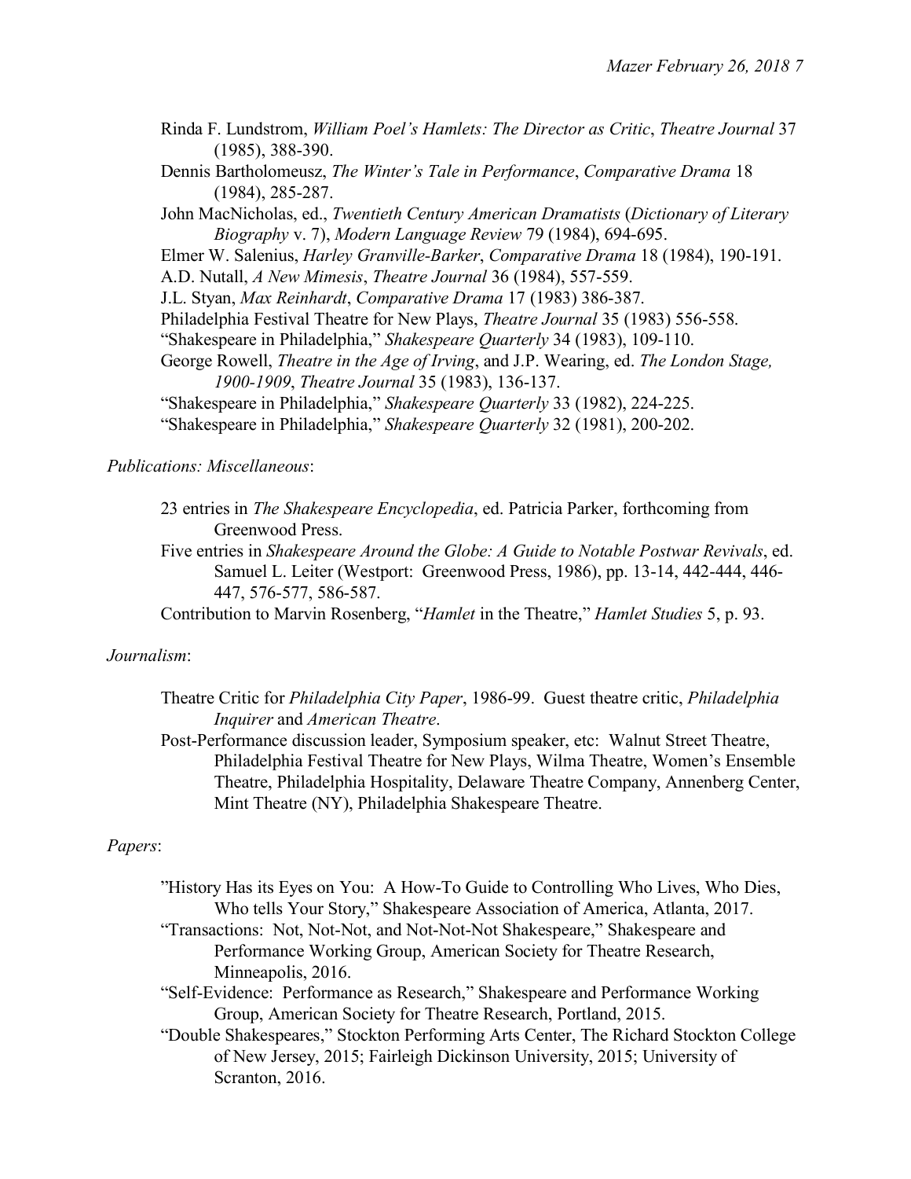Rinda F. Lundstrom, *William Poel's Hamlets: The Director as Critic*, *Theatre Journal* 37 (1985), 388-390.

Dennis Bartholomeusz, *The Winter's Tale in Performance*, *Comparative Drama* 18 (1984), 285-287.

John MacNicholas, ed., *Twentieth Century American Dramatists* (*Dictionary of Literary Biography* v. 7), *Modern Language Review* 79 (1984), 694-695.

Elmer W. Salenius, *Harley Granville-Barker*, *Comparative Drama* 18 (1984), 190-191.

A.D. Nutall, *A New Mimesis*, *Theatre Journal* 36 (1984), 557-559.

J.L. Styan, *Max Reinhardt*, *Comparative Drama* 17 (1983) 386-387.

Philadelphia Festival Theatre for New Plays, *Theatre Journal* 35 (1983) 556-558.

"Shakespeare in Philadelphia," *Shakespeare Quarterly* 34 (1983), 109-110.

George Rowell, *Theatre in the Age of Irving*, and J.P. Wearing, ed. *The London Stage, 1900-1909*, *Theatre Journal* 35 (1983), 136-137.

"Shakespeare in Philadelphia," *Shakespeare Quarterly* 33 (1982), 224-225.

"Shakespeare in Philadelphia," *Shakespeare Quarterly* 32 (1981), 200-202.

*Publications: Miscellaneous*:

23 entries in *The Shakespeare Encyclopedia*, ed. Patricia Parker, forthcoming from Greenwood Press.

Five entries in *Shakespeare Around the Globe: A Guide to Notable Postwar Revivals*, ed. Samuel L. Leiter (Westport: Greenwood Press, 1986), pp. 13-14, 442-444, 446-447, 576-577, 586-587.

Contribution to Marvin Rosenberg, "*Hamlet* in the Theatre," *Hamlet Studies* 5, p. 93.

*Journalism*:

Theatre Critic for *Philadelphia City Paper*, 1986-99. Guest theatre critic, *Philadelphia Inquirer* and *American Theatre*.

Post-Performance discussion leader, Symposium speaker, etc: Walnut Street Theatre, Philadelphia Festival Theatre for New Plays, Wilma Theatre, Women's Ensemble Theatre, Philadelphia Hospitality, Delaware Theatre Company, Annenberg Center, Mint Theatre (NY), Philadelphia Shakespeare Theatre.

*Papers*:

"History Has its Eyes on You: A How-To Guide to Controlling Who Lives, Who Dies, Who tells Your Story," Shakespeare Association of America, Atlanta, 2017.

"Transactions: Not, Not-Not, and Not-Not-Not Shakespeare," Shakespeare and Performance Working Group, American Society for Theatre Research, Minneapolis, 2016.

"Self-Evidence: Performance as Research," Shakespeare and Performance Working Group, American Society for Theatre Research, Portland, 2015.

"Double Shakespeares," Stockton Performing Arts Center, The Richard Stockton College of New Jersey, 2015; Fairleigh Dickinson University, 2015; University of Scranton, 2016.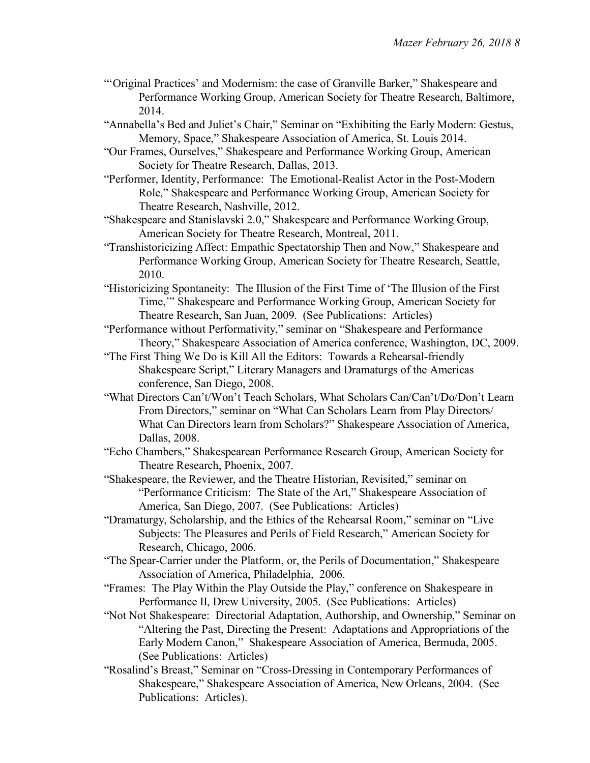"'Original Practices' and Modernism: the case of Granville Barker," Shakespeare and Performance Working Group, American Society for Theatre Research, Baltimore, 2014.

"Annabella's Bed and Juliet's Chair," Seminar on "Exhibiting the Early Modern: Gestus, Memory, Space," Shakespeare Association of America, St. Louis 2014.

"Our Frames, Ourselves," Shakespeare and Performance Working Group, American Society for Theatre Research, Dallas, 2013.

"Performer, Identity, Performance: The Emotional-Realist Actor in the Post-Modern Role," Shakespeare and Performance Working Group, American Society for Theatre Research, Nashville, 2012.

"Shakespeare and Stanislavski 2.0," Shakespeare and Performance Working Group, American Society for Theatre Research, Montreal, 2011.

"Transhistoricizing Affect: Empathic Spectatorship Then and Now," Shakespeare and Performance Working Group, American Society for Theatre Research, Seattle, 2010.

"Historicizing Spontaneity: The Illusion of the First Time of 'The Illusion of the First Time,'" Shakespeare and Performance Working Group, American Society for Theatre Research, San Juan, 2009. (See Publications: Articles)

"Performance without Performativity," seminar on "Shakespeare and Performance Theory," Shakespeare Association of America conference, Washington, DC, 2009.

"The First Thing We Do is Kill All the Editors: Towards a Rehearsal-friendly Shakespeare Script," Literary Managers and Dramaturgs of the Americas conference, San Diego, 2008.

"What Directors Can't/Won't Teach Scholars, What Scholars Can/Can't/Do/Don't Learn From Directors," seminar on "What Can Scholars Learn from Play Directors/ What Can Directors learn from Scholars?" Shakespeare Association of America, Dallas, 2008.

"Echo Chambers," Shakespearean Performance Research Group, American Society for Theatre Research, Phoenix, 2007.

"Shakespeare, the Reviewer, and the Theatre Historian, Revisited," seminar on "Performance Criticism: The State of the Art," Shakespeare Association of America, San Diego, 2007. (See Publications: Articles)

"Dramaturgy, Scholarship, and the Ethics of the Rehearsal Room," seminar on "Live Subjects: The Pleasures and Perils of Field Research," American Society for Research, Chicago, 2006.

"The Spear-Carrier under the Platform, or, the Perils of Documentation," Shakespeare Association of America, Philadelphia, 2006.

"Frames: The Play Within the Play Outside the Play," conference on Shakespeare in Performance II, Drew University, 2005. (See Publications: Articles)

"Not Not Shakespeare: Directorial Adaptation, Authorship, and Ownership," Seminar on "Altering the Past, Directing the Present: Adaptations and Appropriations of the Early Modern Canon," Shakespeare Association of America, Bermuda, 2005. (See Publications: Articles)

"Rosalind's Breast," Seminar on "Cross-Dressing in Contemporary Performances of Shakespeare," Shakespeare Association of America, New Orleans, 2004. (See Publications: Articles).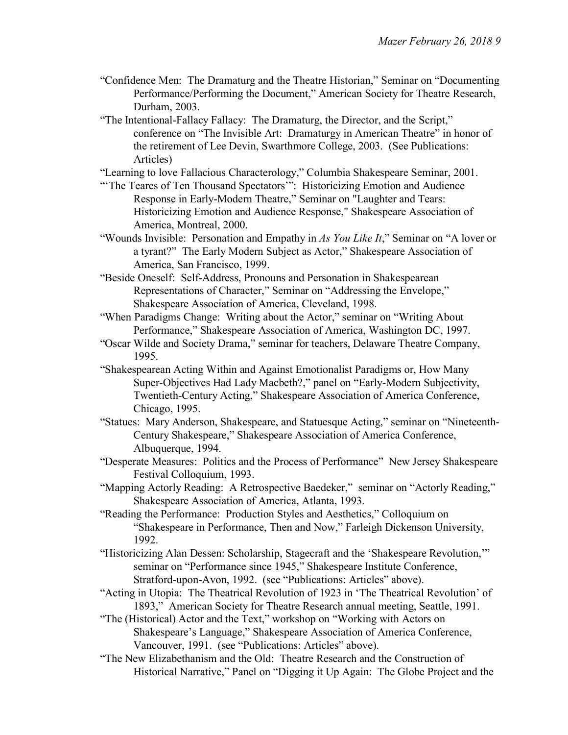"Confidence Men: The Dramaturg and the Theatre Historian," Seminar on "Documenting Performance/Performing the Document," American Society for Theatre Research, Durham, 2003.

"The Intentional-Fallacy Fallacy: The Dramaturg, the Director, and the Script," conference on "The Invisible Art: Dramaturgy in American Theatre" in honor of the retirement of Lee Devin, Swarthmore College, 2003. (See Publications: Articles)

"Learning to love Fallacious Characterology," Columbia Shakespeare Seminar, 2001.

"'The Teares of Ten Thousand Spectators'": Historicizing Emotion and Audience Response in Early-Modern Theatre," Seminar on "Laughter and Tears: Historicizing Emotion and Audience Response," Shakespeare Association of America, Montreal, 2000.

"Wounds Invisible: Personation and Empathy in *As You Like It*," Seminar on "A lover or a tyrant?" The Early Modern Subject as Actor," Shakespeare Association of America, San Francisco, 1999.

"Beside Oneself: Self-Address, Pronouns and Personation in Shakespearean Representations of Character," Seminar on "Addressing the Envelope," Shakespeare Association of America, Cleveland, 1998.

"When Paradigms Change: Writing about the Actor," seminar on "Writing About Performance," Shakespeare Association of America, Washington DC, 1997.

"Oscar Wilde and Society Drama," seminar for teachers, Delaware Theatre Company, 1995.

"Shakespearean Acting Within and Against Emotionalist Paradigms or, How Many Super-Objectives Had Lady Macbeth?," panel on "Early-Modern Subjectivity, Twentieth-Century Acting," Shakespeare Association of America Conference, Chicago, 1995.

"Statues: Mary Anderson, Shakespeare, and Statuesque Acting," seminar on "Nineteenth-Century Shakespeare," Shakespeare Association of America Conference, Albuquerque, 1994.

"Desperate Measures: Politics and the Process of Performance" New Jersey Shakespeare Festival Colloquium, 1993.

"Mapping Actorly Reading: A Retrospective Baedeker," seminar on "Actorly Reading," Shakespeare Association of America, Atlanta, 1993.

"Reading the Performance: Production Styles and Aesthetics," Colloquium on "Shakespeare in Performance, Then and Now," Farleigh Dickenson University, 1992.

"Historicizing Alan Dessen: Scholarship, Stagecraft and the 'Shakespeare Revolution,'" seminar on "Performance since 1945," Shakespeare Institute Conference, Stratford-upon-Avon, 1992. (see "Publications: Articles" above).

"Acting in Utopia: The Theatrical Revolution of 1923 in 'The Theatrical Revolution' of 1893," American Society for Theatre Research annual meeting, Seattle, 1991.

"The (Historical) Actor and the Text," workshop on "Working with Actors on Shakespeare's Language," Shakespeare Association of America Conference, Vancouver, 1991. (see "Publications: Articles" above).

"The New Elizabethanism and the Old: Theatre Research and the Construction of Historical Narrative," Panel on "Digging it Up Again: The Globe Project and the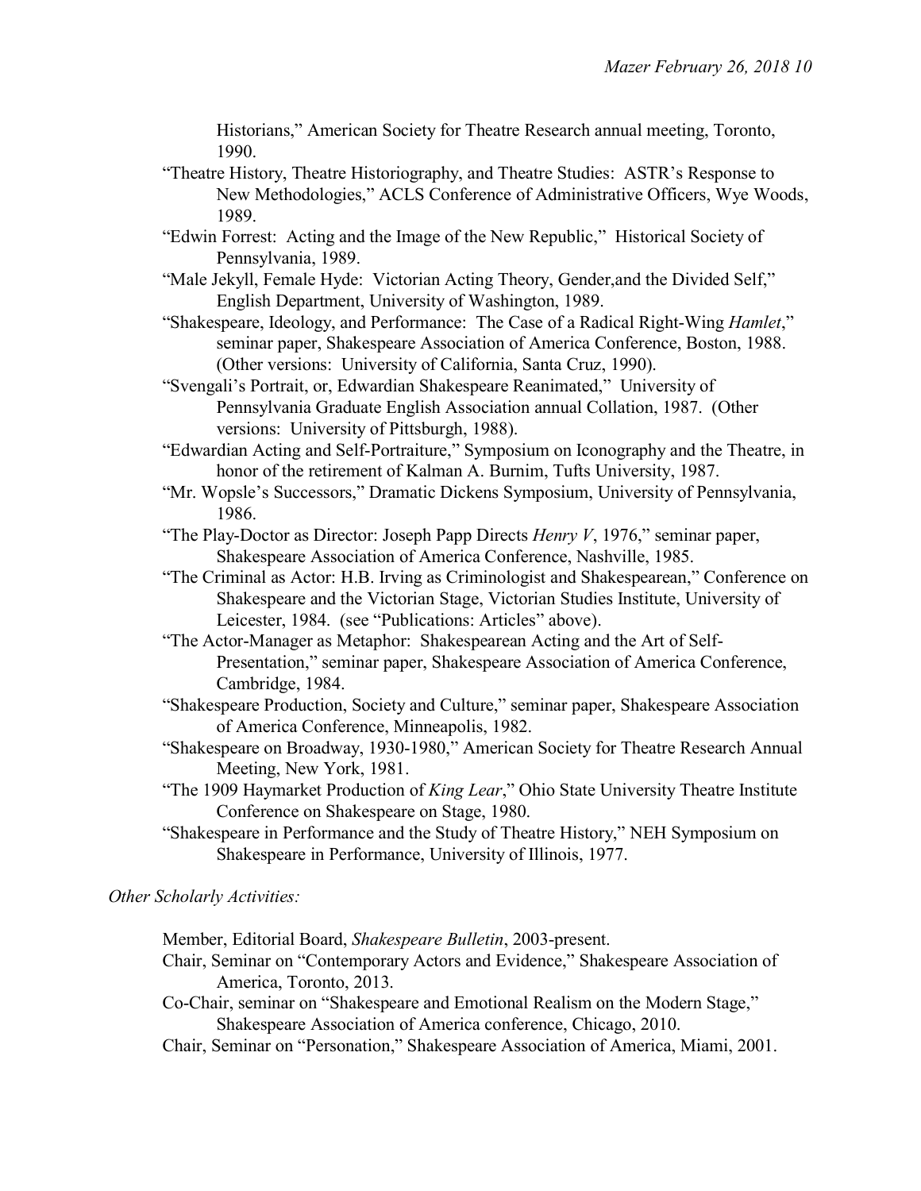Historians," American Society for Theatre Research annual meeting, Toronto, 1990.

"Theatre History, Theatre Historiography, and Theatre Studies: ASTR's Response to New Methodologies," ACLS Conference of Administrative Officers, Wye Woods, 1989.

"Edwin Forrest: Acting and the Image of the New Republic," Historical Society of Pennsylvania, 1989.

"Male Jekyll, Female Hyde: Victorian Acting Theory, Gender,and the Divided Self," English Department, University of Washington, 1989.

"Shakespeare, Ideology, and Performance: The Case of a Radical Right-Wing *Hamlet*," seminar paper, Shakespeare Association of America Conference, Boston, 1988. (Other versions: University of California, Santa Cruz, 1990).

"Svengali's Portrait, or, Edwardian Shakespeare Reanimated," University of Pennsylvania Graduate English Association annual Collation, 1987. (Other versions: University of Pittsburgh, 1988).

"Edwardian Acting and Self-Portraiture," Symposium on Iconography and the Theatre, in honor of the retirement of Kalman A. Burnim, Tufts University, 1987.

"Mr. Wopsle's Successors," Dramatic Dickens Symposium, University of Pennsylvania, 1986.

"The Play-Doctor as Director: Joseph Papp Directs *Henry V*, 1976," seminar paper, Shakespeare Association of America Conference, Nashville, 1985.

"The Criminal as Actor: H.B. Irving as Criminologist and Shakespearean," Conference on Shakespeare and the Victorian Stage, Victorian Studies Institute, University of Leicester, 1984. (see "Publications: Articles" above).

"The Actor-Manager as Metaphor: Shakespearean Acting and the Art of Self-Presentation," seminar paper, Shakespeare Association of America Conference, Cambridge, 1984.

"Shakespeare Production, Society and Culture," seminar paper, Shakespeare Association of America Conference, Minneapolis, 1982.

"Shakespeare on Broadway, 1930-1980," American Society for Theatre Research Annual Meeting, New York, 1981.

"The 1909 Haymarket Production of *King Lear*," Ohio State University Theatre Institute Conference on Shakespeare on Stage, 1980.

"Shakespeare in Performance and the Study of Theatre History," NEH Symposium on Shakespeare in Performance, University of Illinois, 1977.

*Other Scholarly Activities:*

Member, Editorial Board, *Shakespeare Bulletin*, 2003-present.

Chair, Seminar on "Contemporary Actors and Evidence," Shakespeare Association of America, Toronto, 2013.

Co-Chair, seminar on "Shakespeare and Emotional Realism on the Modern Stage," Shakespeare Association of America conference, Chicago, 2010.

Chair, Seminar on "Personation," Shakespeare Association of America, Miami, 2001.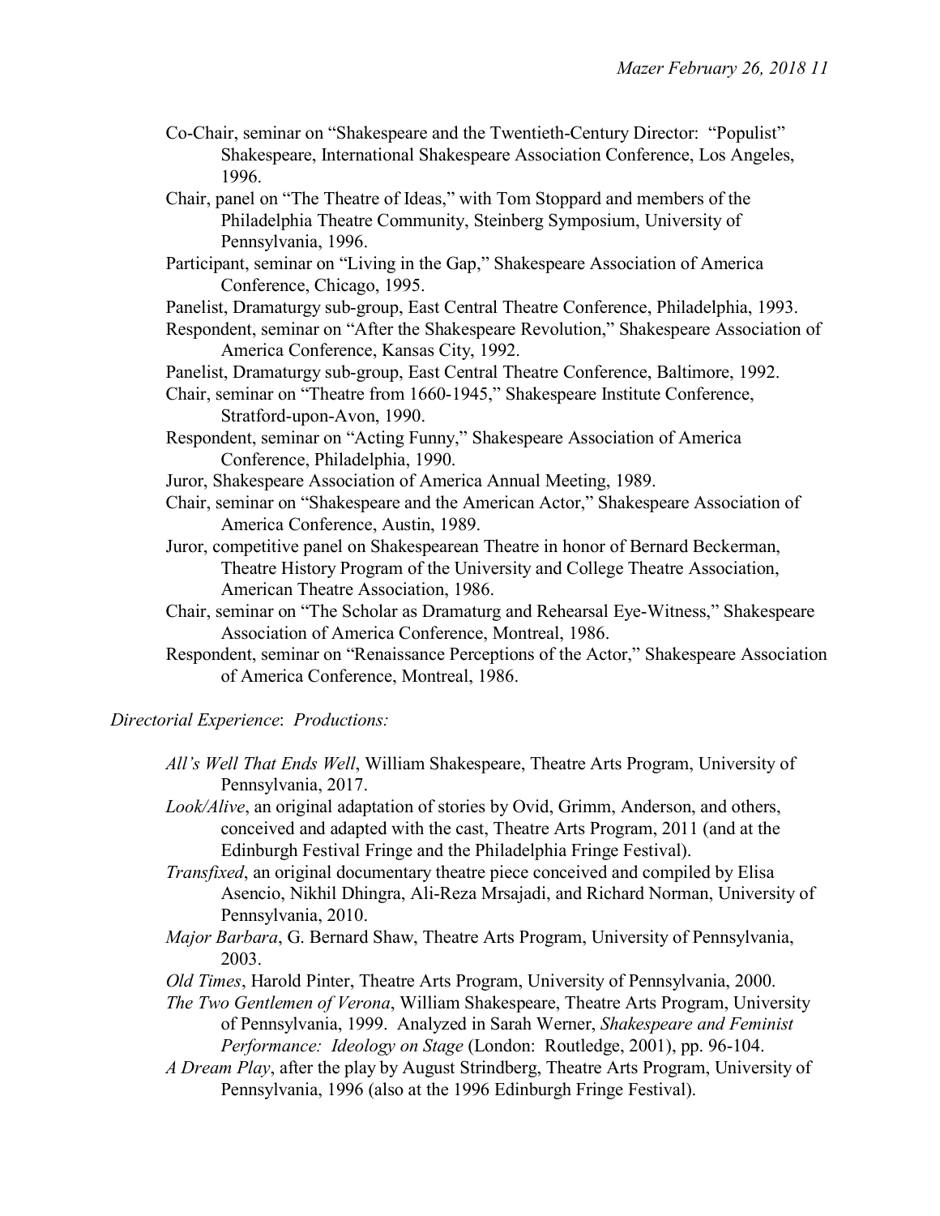Co-Chair, seminar on "Shakespeare and the Twentieth-Century Director: "Populist" Shakespeare, International Shakespeare Association Conference, Los Angeles, 1996.

Chair, panel on "The Theatre of Ideas," with Tom Stoppard and members of the Philadelphia Theatre Community, Steinberg Symposium, University of Pennsylvania, 1996.

Participant, seminar on "Living in the Gap," Shakespeare Association of America Conference, Chicago, 1995.

Panelist, Dramaturgy sub-group, East Central Theatre Conference, Philadelphia, 1993.

Respondent, seminar on "After the Shakespeare Revolution," Shakespeare Association of America Conference, Kansas City, 1992.

Panelist, Dramaturgy sub-group, East Central Theatre Conference, Baltimore, 1992.

Chair, seminar on "Theatre from 1660-1945," Shakespeare Institute Conference, Stratford-upon-Avon, 1990.

Respondent, seminar on "Acting Funny," Shakespeare Association of America Conference, Philadelphia, 1990.

Juror, Shakespeare Association of America Annual Meeting, 1989.

Chair, seminar on "Shakespeare and the American Actor," Shakespeare Association of America Conference, Austin, 1989.

Juror, competitive panel on Shakespearean Theatre in honor of Bernard Beckerman, Theatre History Program of the University and College Theatre Association, American Theatre Association, 1986.

Chair, seminar on "The Scholar as Dramaturg and Rehearsal Eye-Witness," Shakespeare Association of America Conference, Montreal, 1986.

Respondent, seminar on "Renaissance Perceptions of the Actor," Shakespeare Association of America Conference, Montreal, 1986.

*Directorial Experience*: *Productions:*

*All's Well That Ends Well*, William Shakespeare, Theatre Arts Program, University of Pennsylvania, 2017.

*Look/Alive*, an original adaptation of stories by Ovid, Grimm, Anderson, and others, conceived and adapted with the cast, Theatre Arts Program, 2011 (and at the Edinburgh Festival Fringe and the Philadelphia Fringe Festival).

*Transfixed*, an original documentary theatre piece conceived and compiled by Elisa Asencio, Nikhil Dhingra, Ali-Reza Mrsajadi, and Richard Norman, University of Pennsylvania, 2010.

*Major Barbara*, G. Bernard Shaw, Theatre Arts Program, University of Pennsylvania, 2003.

*Old Times*, Harold Pinter, Theatre Arts Program, University of Pennsylvania, 2000.

*The Two Gentlemen of Verona*, William Shakespeare, Theatre Arts Program, University of Pennsylvania, 1999. Analyzed in Sarah Werner, *Shakespeare and Feminist Performance: Ideology on Stage* (London: Routledge, 2001), pp. 96-104.

*A Dream Play*, after the play by August Strindberg, Theatre Arts Program, University of Pennsylvania, 1996 (also at the 1996 Edinburgh Fringe Festival).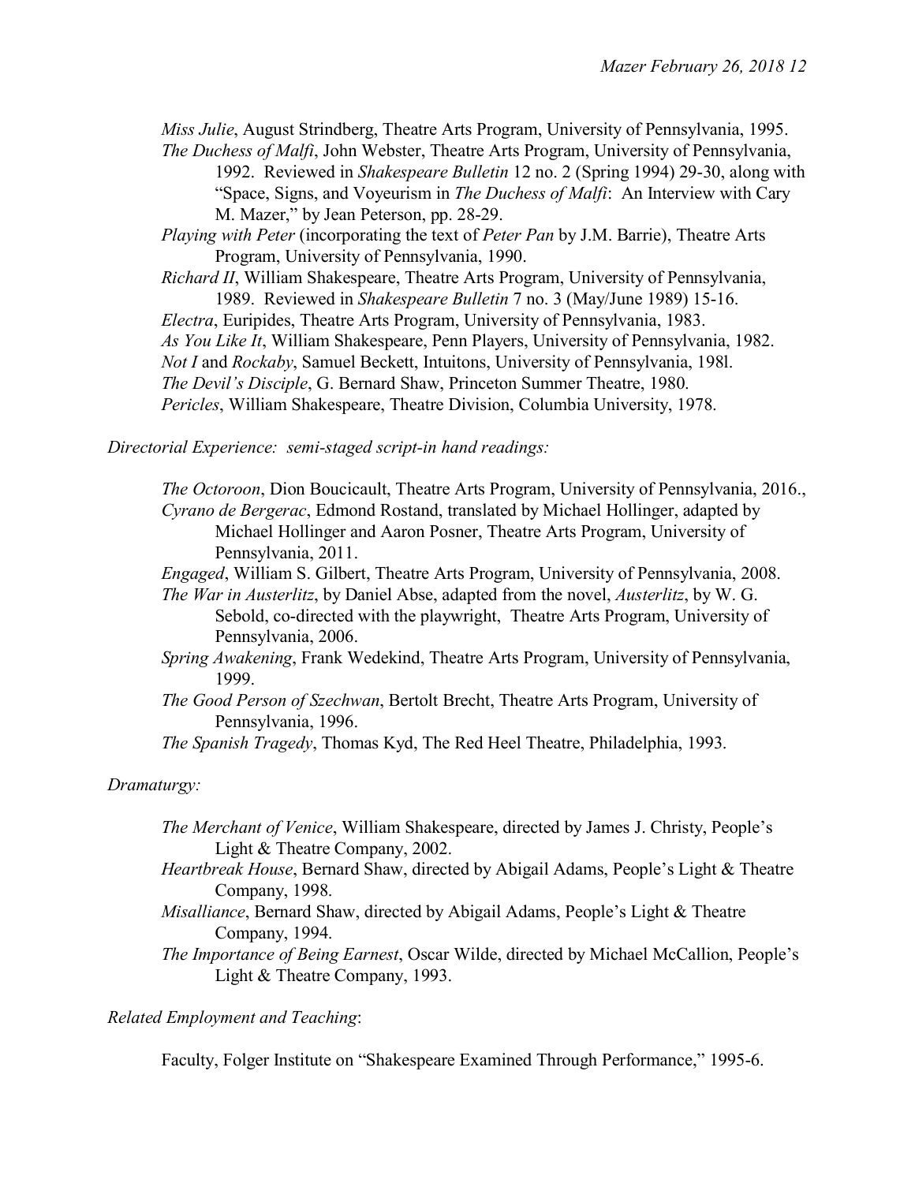*Miss Julie*, August Strindberg, Theatre Arts Program, University of Pennsylvania, 1995.

*The Duchess of Malfi*, John Webster, Theatre Arts Program, University of Pennsylvania, 1992. Reviewed in *Shakespeare Bulletin* 12 no. 2 (Spring 1994) 29-30, along with "Space, Signs, and Voyeurism in *The Duchess of Malfi*: An Interview with Cary M. Mazer," by Jean Peterson, pp. 28-29.

*Playing with Peter* (incorporating the text of *Peter Pan* by J.M. Barrie), Theatre Arts Program, University of Pennsylvania, 1990.

*Richard II*, William Shakespeare, Theatre Arts Program, University of Pennsylvania, 1989. Reviewed in *Shakespeare Bulletin* 7 no. 3 (May/June 1989) 15-16.

*Electra*, Euripides, Theatre Arts Program, University of Pennsylvania, 1983.

*As You Like It*, William Shakespeare, Penn Players, University of Pennsylvania, 1982.

*Not I* and *Rockaby*, Samuel Beckett, Intuitons, University of Pennsylvania, 198l.

*The Devil's Disciple*, G. Bernard Shaw, Princeton Summer Theatre, 1980.

*Pericles*, William Shakespeare, Theatre Division, Columbia University, 1978.

*Directorial Experience: semi-staged script-in hand readings:*

*The Octoroon*, Dion Boucicault, Theatre Arts Program, University of Pennsylvania, 2016.,

*Cyrano de Bergerac*, Edmond Rostand, translated by Michael Hollinger, adapted by Michael Hollinger and Aaron Posner, Theatre Arts Program, University of Pennsylvania, 2011.

*Engaged*, William S. Gilbert, Theatre Arts Program, University of Pennsylvania, 2008.

*The War in Austerlitz*, by Daniel Abse, adapted from the novel, *Austerlitz*, by W. G. Sebold, co-directed with the playwright, Theatre Arts Program, University of Pennsylvania, 2006.

*Spring Awakening*, Frank Wedekind, Theatre Arts Program, University of Pennsylvania, 1999.

*The Good Person of Szechwan*, Bertolt Brecht, Theatre Arts Program, University of Pennsylvania, 1996.

*The Spanish Tragedy*, Thomas Kyd, The Red Heel Theatre, Philadelphia, 1993.

*Dramaturgy:*

*The Merchant of Venice*, William Shakespeare, directed by James J. Christy, People's Light & Theatre Company, 2002.

*Heartbreak House*, Bernard Shaw, directed by Abigail Adams, People's Light & Theatre Company, 1998.

*Misalliance*, Bernard Shaw, directed by Abigail Adams, People's Light & Theatre Company, 1994.

*The Importance of Being Earnest*, Oscar Wilde, directed by Michael McCallion, People's Light & Theatre Company, 1993.

*Related Employment and Teaching*:

Faculty, Folger Institute on "Shakespeare Examined Through Performance," 1995-6.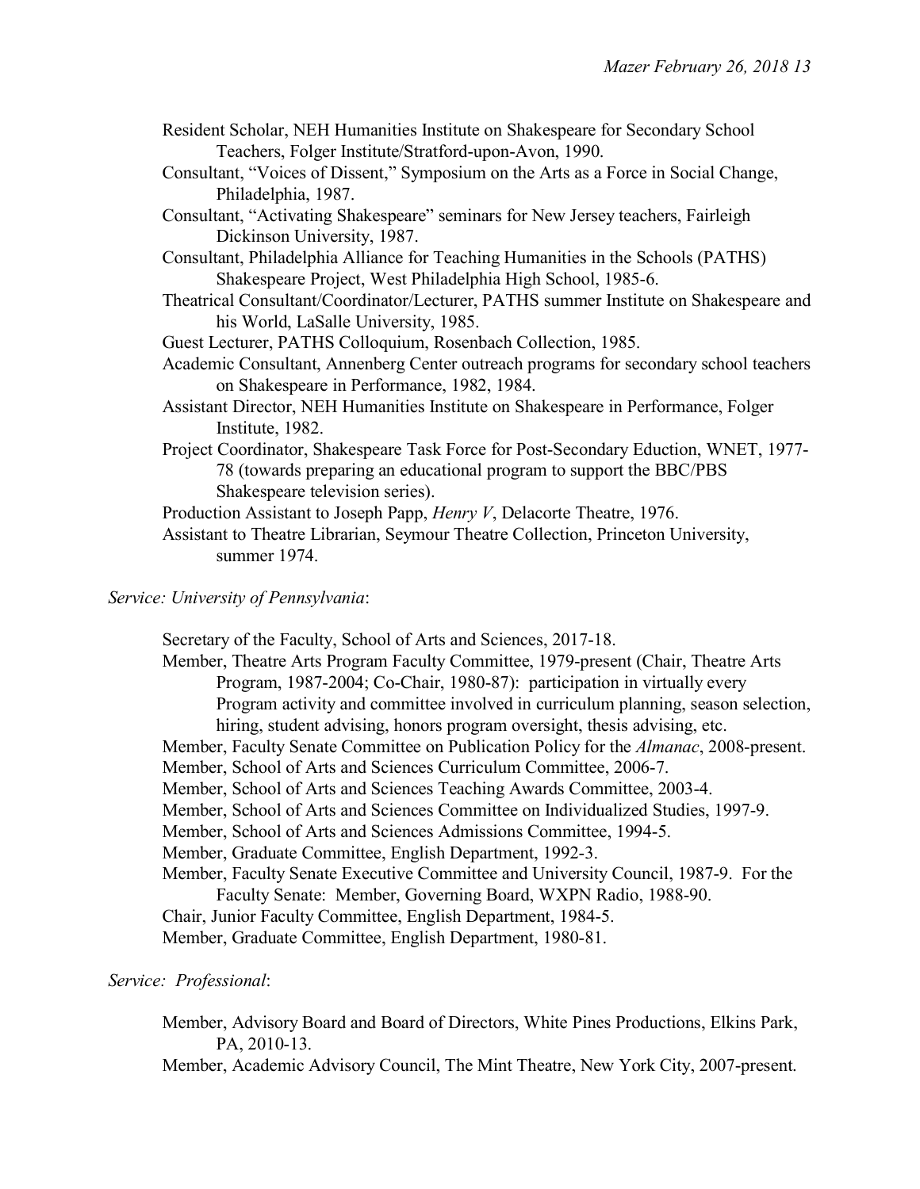Resident Scholar, NEH Humanities Institute on Shakespeare for Secondary School Teachers, Folger Institute/Stratford-upon-Avon, 1990.

Consultant, "Voices of Dissent," Symposium on the Arts as a Force in Social Change, Philadelphia, 1987.

Consultant, "Activating Shakespeare" seminars for New Jersey teachers, Fairleigh Dickinson University, 1987.

Consultant, Philadelphia Alliance for Teaching Humanities in the Schools (PATHS) Shakespeare Project, West Philadelphia High School, 1985-6.

Theatrical Consultant/Coordinator/Lecturer, PATHS summer Institute on Shakespeare and his World, LaSalle University, 1985.

Guest Lecturer, PATHS Colloquium, Rosenbach Collection, 1985.

Academic Consultant, Annenberg Center outreach programs for secondary school teachers on Shakespeare in Performance, 1982, 1984.

Assistant Director, NEH Humanities Institute on Shakespeare in Performance, Folger Institute, 1982.

Project Coordinator, Shakespeare Task Force for Post-Secondary Eduction, WNET, 1977-78 (towards preparing an educational program to support the BBC/PBS Shakespeare television series).

Production Assistant to Joseph Papp, *Henry V*, Delacorte Theatre, 1976.

Assistant to Theatre Librarian, Seymour Theatre Collection, Princeton University, summer 1974.

*Service: University of Pennsylvania*:

Secretary of the Faculty, School of Arts and Sciences, 2017-18.

Member, Theatre Arts Program Faculty Committee, 1979-present (Chair, Theatre Arts Program, 1987-2004; Co-Chair, 1980-87): participation in virtually every Program activity and committee involved in curriculum planning, season selection, hiring, student advising, honors program oversight, thesis advising, etc.

Member, Faculty Senate Committee on Publication Policy for the *Almanac*, 2008-present.

Member, School of Arts and Sciences Curriculum Committee, 2006-7.

Member, School of Arts and Sciences Teaching Awards Committee, 2003-4.

Member, School of Arts and Sciences Committee on Individualized Studies, 1997-9.

Member, School of Arts and Sciences Admissions Committee, 1994-5.

Member, Graduate Committee, English Department, 1992-3.

Member, Faculty Senate Executive Committee and University Council, 1987-9. For the Faculty Senate: Member, Governing Board, WXPN Radio, 1988-90.

Chair, Junior Faculty Committee, English Department, 1984-5.

Member, Graduate Committee, English Department, 1980-81.

*Service: Professional*:

Member, Advisory Board and Board of Directors, White Pines Productions, Elkins Park, PA, 2010-13.

Member, Academic Advisory Council, The Mint Theatre, New York City, 2007-present.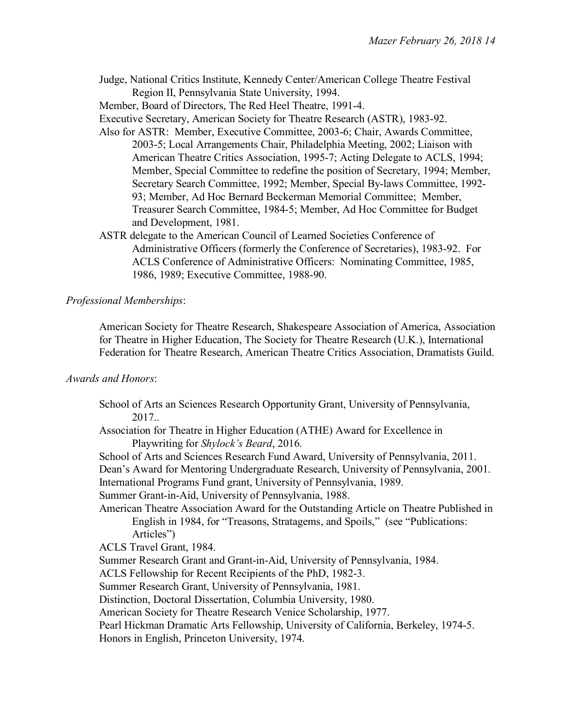Judge, National Critics Institute, Kennedy Center/American College Theatre Festival Region II, Pennsylvania State University, 1994.

Member, Board of Directors, The Red Heel Theatre, 1991-4.

Executive Secretary, American Society for Theatre Research (ASTR), 1983-92.

Also for ASTR: Member, Executive Committee, 2003-6; Chair, Awards Committee, 2003-5; Local Arrangements Chair, Philadelphia Meeting, 2002; Liaison with American Theatre Critics Association, 1995-7; Acting Delegate to ACLS, 1994; Member, Special Committee to redefine the position of Secretary, 1994; Member, Secretary Search Committee, 1992; Member, Special By-laws Committee, 1992-93; Member, Ad Hoc Bernard Beckerman Memorial Committee; Member, Treasurer Search Committee, 1984-5; Member, Ad Hoc Committee for Budget and Development, 1981.

ASTR delegate to the American Council of Learned Societies Conference of Administrative Officers (formerly the Conference of Secretaries), 1983-92. For ACLS Conference of Administrative Officers: Nominating Committee, 1985, 1986, 1989; Executive Committee, 1988-90.

*Professional Memberships*:

American Society for Theatre Research, Shakespeare Association of America, Association for Theatre in Higher Education, The Society for Theatre Research (U.K.), International Federation for Theatre Research, American Theatre Critics Association, Dramatists Guild.

*Awards and Honors*:

School of Arts an Sciences Research Opportunity Grant, University of Pennsylvania, 2017..

Association for Theatre in Higher Education (ATHE) Award for Excellence in Playwriting for *Shylock's Beard*, 2016.

School of Arts and Sciences Research Fund Award, University of Pennsylvania, 2011.

Dean's Award for Mentoring Undergraduate Research, University of Pennsylvania, 2001.

International Programs Fund grant, University of Pennsylvania, 1989.

Summer Grant-in-Aid, University of Pennsylvania, 1988.

American Theatre Association Award for the Outstanding Article on Theatre Published in English in 1984, for "Treasons, Stratagems, and Spoils," (see "Publications: Articles")

ACLS Travel Grant, 1984.

Summer Research Grant and Grant-in-Aid, University of Pennsylvania, 1984.

ACLS Fellowship for Recent Recipients of the PhD, 1982-3.

Summer Research Grant, University of Pennsylvania, 1981.

Distinction, Doctoral Dissertation, Columbia University, 1980.

American Society for Theatre Research Venice Scholarship, 1977.

Pearl Hickman Dramatic Arts Fellowship, University of California, Berkeley, 1974-5.

Honors in English, Princeton University, 1974.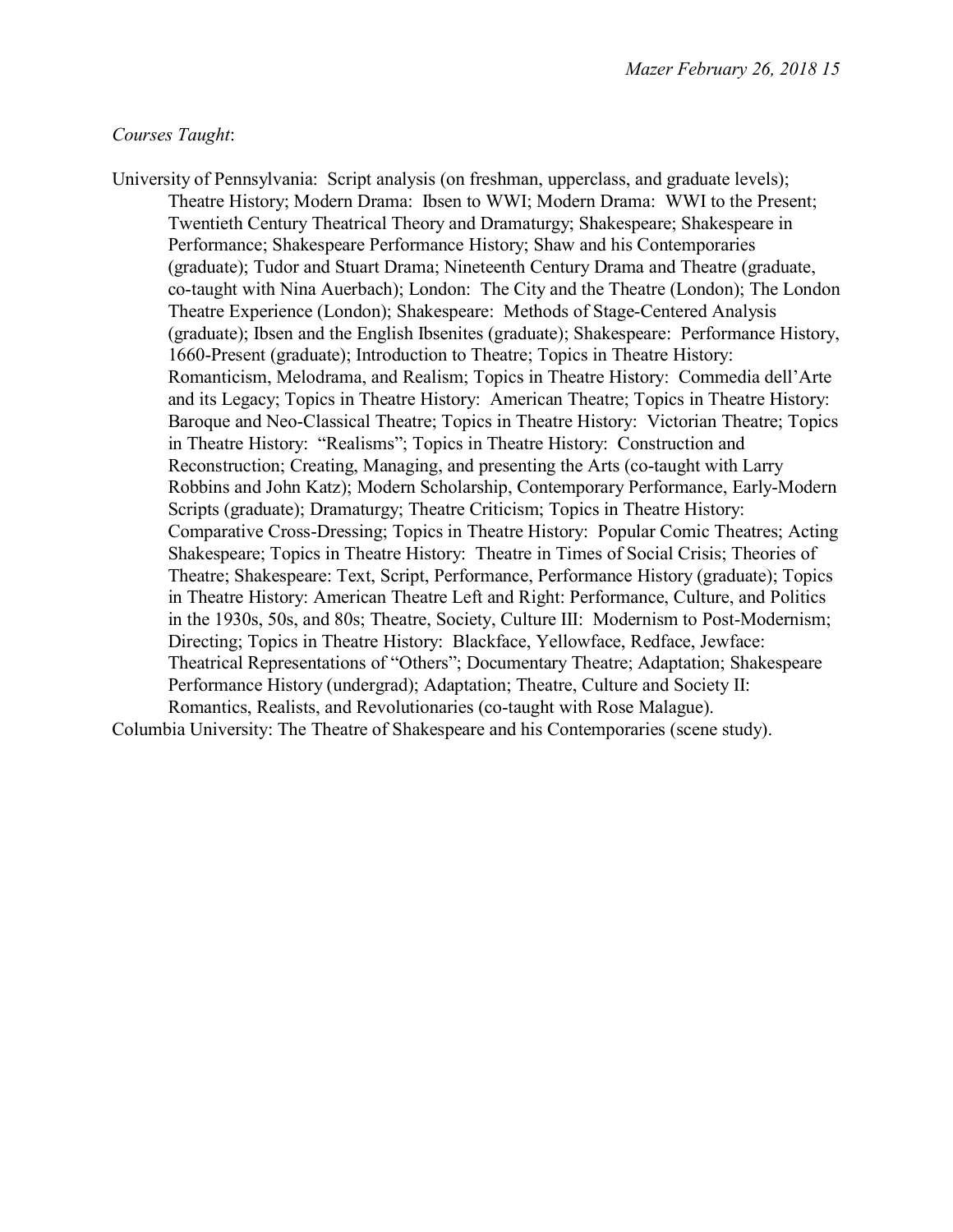*Courses Taught*:

University of Pennsylvania: Script analysis (on freshman, upperclass, and graduate levels); Theatre History; Modern Drama: Ibsen to WWI; Modern Drama: WWI to the Present; Twentieth Century Theatrical Theory and Dramaturgy; Shakespeare; Shakespeare in Performance; Shakespeare Performance History; Shaw and his Contemporaries (graduate); Tudor and Stuart Drama; Nineteenth Century Drama and Theatre (graduate, co-taught with Nina Auerbach); London: The City and the Theatre (London); The London Theatre Experience (London); Shakespeare: Methods of Stage-Centered Analysis (graduate); Ibsen and the English Ibsenites (graduate); Shakespeare: Performance History, 1660-Present (graduate); Introduction to Theatre; Topics in Theatre History: Romanticism, Melodrama, and Realism; Topics in Theatre History: Commedia dell'Arte and its Legacy; Topics in Theatre History: American Theatre; Topics in Theatre History: Baroque and Neo-Classical Theatre; Topics in Theatre History: Victorian Theatre; Topics in Theatre History: "Realisms"; Topics in Theatre History: Construction and Reconstruction; Creating, Managing, and presenting the Arts (co-taught with Larry Robbins and John Katz); Modern Scholarship, Contemporary Performance, Early-Modern Scripts (graduate); Dramaturgy; Theatre Criticism; Topics in Theatre History: Comparative Cross-Dressing; Topics in Theatre History: Popular Comic Theatres; Acting Shakespeare; Topics in Theatre History: Theatre in Times of Social Crisis; Theories of Theatre; Shakespeare: Text, Script, Performance, Performance History (graduate); Topics in Theatre History: American Theatre Left and Right: Performance, Culture, and Politics in the 1930s, 50s, and 80s; Theatre, Society, Culture III: Modernism to Post-Modernism; Directing; Topics in Theatre History: Blackface, Yellowface, Redface, Jewface: Theatrical Representations of "Others"; Documentary Theatre; Adaptation; Shakespeare Performance History (undergrad); Adaptation; Theatre, Culture and Society II: Romantics, Realists, and Revolutionaries (co-taught with Rose Malague).

Columbia University: The Theatre of Shakespeare and his Contemporaries (scene study).